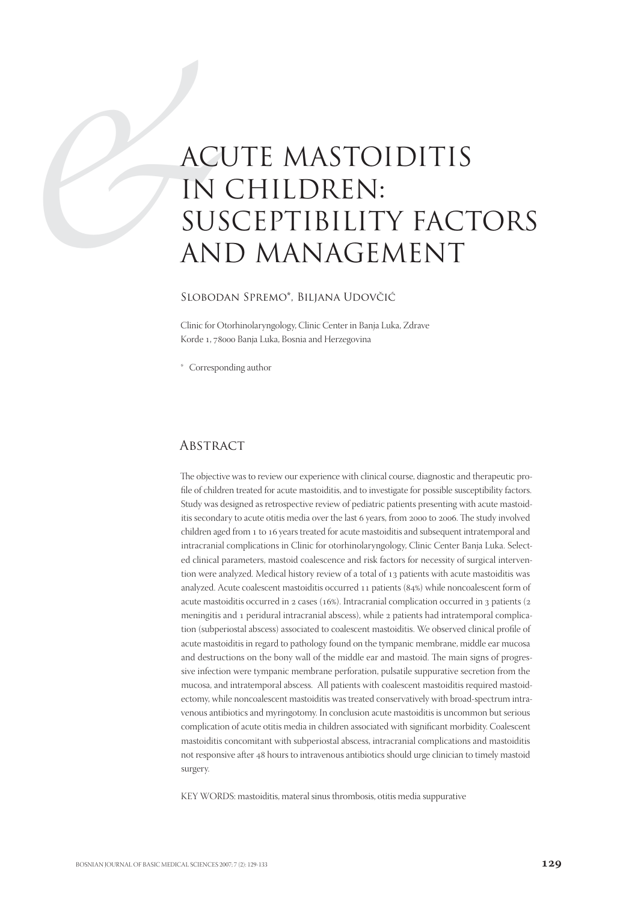# ACUTE MASTOIDITIS IN CHILDREN: SUSCEPTIBILITY FACTORS AND MANAGEMENT

Slobodan Spremo*, Biljana Udovčić

Clinic for Otorhinolaryngology, Clinic Center in Banja Luka, Zdrave Korde 1, 78000 Banja Luka, Bosnia and Herzegovina

* Corresponding author

## Abstract

The objective was to review our experience with clinical course, diagnostic and therapeutic profile of children treated for acute mastoiditis, and to investigate for possible susceptibility factors. Study was designed as retrospective review of pediatric patients presenting with acute mastoiditis secondary to acute otitis media over the last 6 years, from 2000 to 2006. The study involved children aged from 1 to 16 years treated for acute mastoiditis and subsequent intratemporal and intracranial complications in Clinic for otorhinolaryngology, Clinic Center Banja Luka. Selected clinical parameters, mastoid coalescence and risk factors for necessity of surgical intervention were analyzed. Medical history review of a total of 13 patients with acute mastoiditis was analyzed. Acute coalescent mastoiditis occurred 11 patients (84%) while noncoalescent form of acute mastoiditis occurred in 2 cases (16%). Intracranial complication occurred in 3 patients (2 meningitis and 1 peridural intracranial abscess), while 2 patients had intratemporal complication (subperiostal abscess) associated to coalescent mastoiditis. We observed clinical profile of acute mastoiditis in regard to pathology found on the tympanic membrane, middle ear mucosa and destructions on the bony wall of the middle ear and mastoid. The main signs of progressive infection were tympanic membrane perforation, pulsatile suppurative secretion from the mucosa, and intratemporal abscess. All patients with coalescent mastoiditis required mastoidectomy, while noncoalescent mastoiditis was treated conservatively with broad-spectrum intravenous antibiotics and myringotomy. In conclusion acute mastoiditis is uncommon but serious complication of acute otitis media in children associated with significant morbidity. Coalescent mastoiditis concomitant with subperiostal abscess, intracranial complications and mastoiditis not responsive after 48 hours to intravenous antibiotics should urge clinician to timely mastoid surgery.

KEY WORDS: mastoiditis, materal sinus thrombosis, otitis media suppurative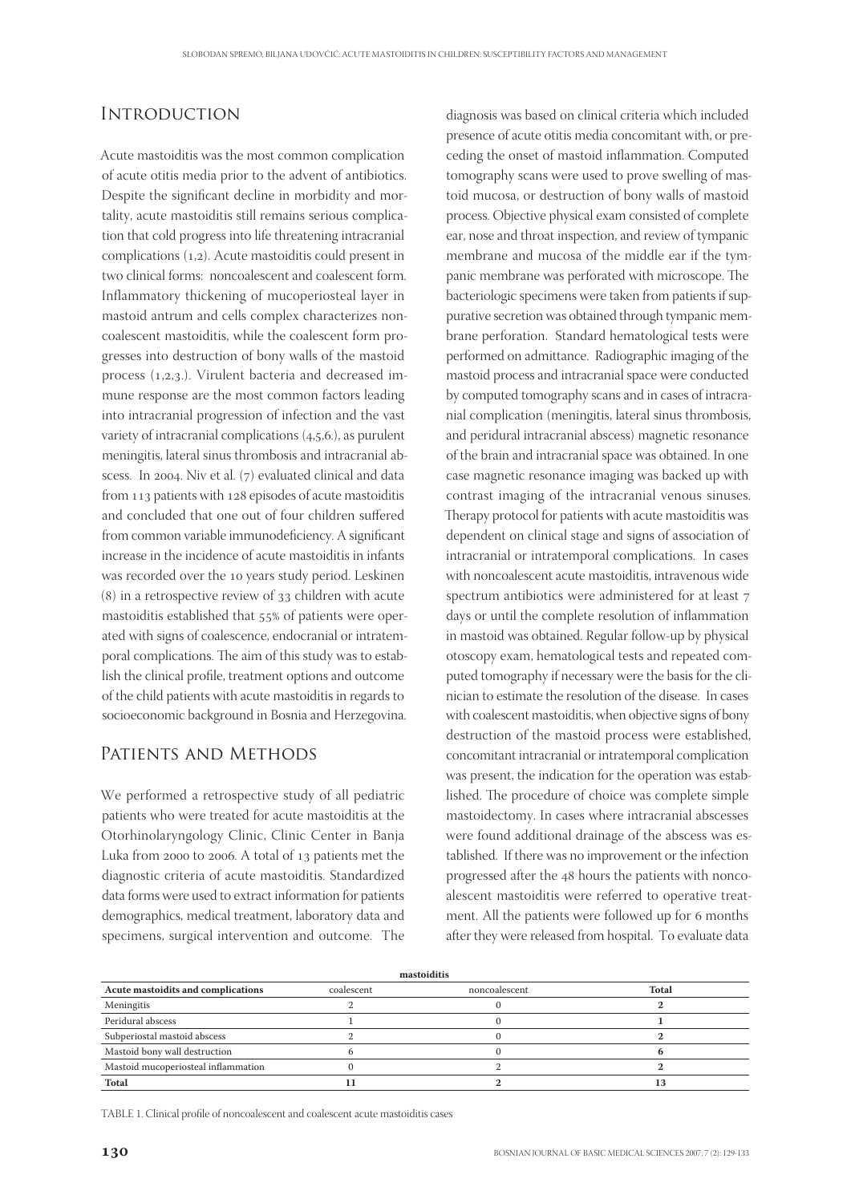## Introduction

Acute mastoiditis was the most common complication of acute otitis media prior to the advent of antibiotics. Despite the significant decline in morbidity and mortality, acute mastoiditis still remains serious complication that cold progress into life threatening intracranial complications (1,2). Acute mastoiditis could present in two clinical forms: noncoalescent and coalescent form. Inflammatory thickening of mucoperiosteal layer in mastoid antrum and cells complex characterizes noncoalescent mastoiditis, while the coalescent form progresses into destruction of bony walls of the mastoid process (1,2,3.). Virulent bacteria and decreased immune response are the most common factors leading into intracranial progression of infection and the vast variety of intracranial complications (4,5,6.), as purulent meningitis, lateral sinus thrombosis and intracranial abscess. In 2004. Niv et al. (7) evaluated clinical and data from 113 patients with 128 episodes of acute mastoiditis and concluded that one out of four children suffered from common variable immunodeficiency. A significant increase in the incidence of acute mastoiditis in infants was recorded over the 10 years study period. Leskinen (8) in a retrospective review of 33 children with acute mastoiditis established that 55% of patients were operated with signs of coalescence, endocranial or intratemporal complications. The aim of this study was to establish the clinical profile, treatment options and outcome of the child patients with acute mastoiditis in regards to socioeconomic background in Bosnia and Herzegovina.

## Patients and Methods

We performed a retrospective study of all pediatric patients who were treated for acute mastoiditis at the Otorhinolaryngology Clinic, Clinic Center in Banja Luka from 2000 to 2006. A total of 13 patients met the diagnostic criteria of acute mastoiditis. Standardized data forms were used to extract information for patients demographics, medical treatment, laboratory data and specimens, surgical intervention and outcome. The diagnosis was based on clinical criteria which included presence of acute otitis media concomitant with, or preceding the onset of mastoid inflammation. Computed tomography scans were used to prove swelling of mastoid mucosa, or destruction of bony walls of mastoid process. Objective physical exam consisted of complete ear, nose and throat inspection, and review of tympanic membrane and mucosa of the middle ear if the tympanic membrane was perforated with microscope. The bacteriologic specimens were taken from patients if suppurative secretion was obtained through tympanic membrane perforation. Standard hematological tests were performed on admittance. Radiographic imaging of the mastoid process and intracranial space were conducted by computed tomography scans and in cases of intracranial complication (meningitis, lateral sinus thrombosis, and peridural intracranial abscess) magnetic resonance of the brain and intracranial space was obtained. In one case magnetic resonance imaging was backed up with contrast imaging of the intracranial venous sinuses. Therapy protocol for patients with acute mastoiditis was dependent on clinical stage and signs of association of intracranial or intratemporal complications. In cases with noncoalescent acute mastoiditis, intravenous wide spectrum antibiotics were administered for at least 7 days or until the complete resolution of inflammation in mastoid was obtained. Regular follow-up by physical otoscopy exam, hematological tests and repeated computed tomography if necessary were the basis for the clinician to estimate the resolution of the disease. In cases with coalescent mastoiditis, when objective signs of bony destruction of the mastoid process were established, concomitant intracranial or intratemporal complication was present, the indication for the operation was established. The procedure of choice was complete simple mastoidectomy. In cases where intracranial abscesses were found additional drainage of the abscess was established. If there was no improvement or the infection progressed after the 48 hours the patients with noncoalescent mastoiditis were referred to operative treatment. All the patients were followed up for 6 months after they were released from hospital. To evaluate data

| | mastoiditis | | |
|---|---|---|---|
| **Acute mastoidits and complications** | coalescent | noncoalescent | **Total** |
| Meningitis | 2 | 0 | **2** |
| Peridural abscess | 1 | 0 | **1** |
| Subperiostal mastoid abscess | 2 | 0 | **2** |
| Mastoid bony wall destruction | 6 | 0 | **6** |
| Mastoid mucoperiosteal inflammation | 0 | 2 | **2** |
| **Total** | **11** | **2** | **13** |

TABLE 1. Clinical profile of noncoalescent and coalescent acute mastoiditis cases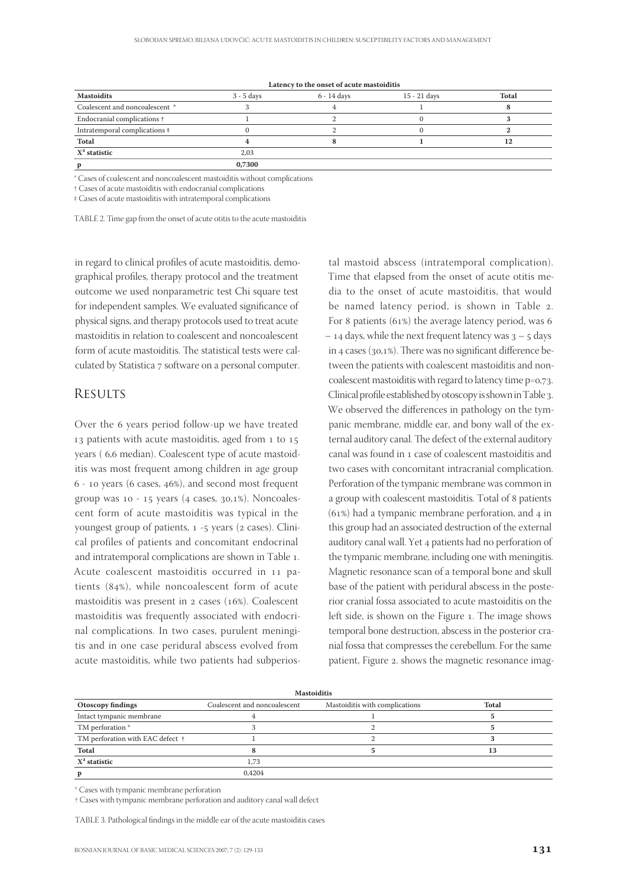| Latency to the onset of acute mastoiditis | | | | |
|---|---|---|---|---|
| **Mastoidits** | 3 - 5 days | 6 - 14 days | 15 - 21 days | **Total** |
| Coalescent and noncoalescent * | 3 | 4 | 1 | **8** |
| Endocranial complications † | 1 | 2 | 0 | **3** |
| Intratemporal complications ‡ | 0 | 2 | 0 | **2** |
| **Total** | **4** | **8** | **1** | **12** |
| **$X^2$ statistic** | 2,03 | | | |
| **p** | **0,7300** | | | |

* Cases of coalescent and noncoalescent mastoiditis without complications

† Cases of acute mastoiditis with endocranial complications

‡ Cases of acute mastoiditis with intratemporal complications

TABLE 2. Time gap from the onset of acute otitis to the acute mastoiditis

in regard to clinical profiles of acute mastoiditis, demographical profiles, therapy protocol and the treatment outcome we used nonparametric test Chi square test for independent samples. We evaluated significance of physical signs, and therapy protocols used to treat acute mastoiditis in relation to coalescent and noncoalescent form of acute mastoiditis. The statistical tests were calculated by Statistica 7 software on a personal computer.

## Results

Over the 6 years period follow-up we have treated 13 patients with acute mastoiditis, aged from 1 to 15 years ( 6,6 median). Coalescent type of acute mastoiditis was most frequent among children in age group 6 - 10 years (6 cases, 46%), and second most frequent group was 10 - 15 years (4 cases, 30,1%). Noncoalescent form of acute mastoiditis was typical in the youngest group of patients, 1 -5 years (2 cases). Clinical profiles of patients and concomitant endocrinal and intratemporal complications are shown in Table 1. Acute coalescent mastoiditis occurred in 11 patients (84%), while noncoalescent form of acute mastoiditis was present in 2 cases (16%). Coalescent mastoiditis was frequently associated with endocrinal complications. In two cases, purulent meningitis and in one case peridural abscess evolved from acute mastoiditis, while two patients had subperiostal mastoid abscess (intratemporal complication). Time that elapsed from the onset of acute otitis media to the onset of acute mastoiditis, that would be named latency period, is shown in Table 2. For 8 patients (61%) the average latency period, was 6 – 14 days, while the next frequent latency was 3 – 5 days in 4 cases (30,1%). There was no significant difference between the patients with coalescent mastoiditis and noncoalescent mastoiditis with regard to latency time p=0,73. Clinical profile established by otoscopy is shown in Table 3. We observed the differences in pathology on the tympanic membrane, middle ear, and bony wall of the external auditory canal. The defect of the external auditory canal was found in 1 case of coalescent mastoiditis and two cases with concomitant intracranial complication. Perforation of the tympanic membrane was common in a group with coalescent mastoiditis. Total of 8 patients (61%) had a tympanic membrane perforation, and 4 in this group had an associated destruction of the external auditory canal wall. Yet 4 patients had no perforation of the tympanic membrane, including one with meningitis. Magnetic resonance scan of a temporal bone and skull base of the patient with peridural abscess in the posterior cranial fossa associated to acute mastoiditis on the left side, is shown on the Figure 1. The image shows temporal bone destruction, abscess in the posterior cranial fossa that compresses the cerebellum. For the same patient, Figure 2. shows the magnetic resonance imag-

| Mastoiditis | | | |
|---|---|---|---|
| **Otoscopy findings** | Coalescent and noncoalescent | Mastoiditis with complications | **Total** |
| Intact tympanic membrane | 4 | 1 | **5** |
| TM perforation * | 3 | 2 | **5** |
| TM perforation with EAC defect † | 1 | 2 | **3** |
| **Total** | **8** | **5** | **13** |
| **$X^2$ statistic** | 1,73 | | |
| **p** | 0,4204 | | |

* Cases with tympanic membrane perforation

† Cases with tympanic membrane perforation and auditory canal wall defect

TABLE 3. Pathological findings in the middle ear of the acute mastoiditis cases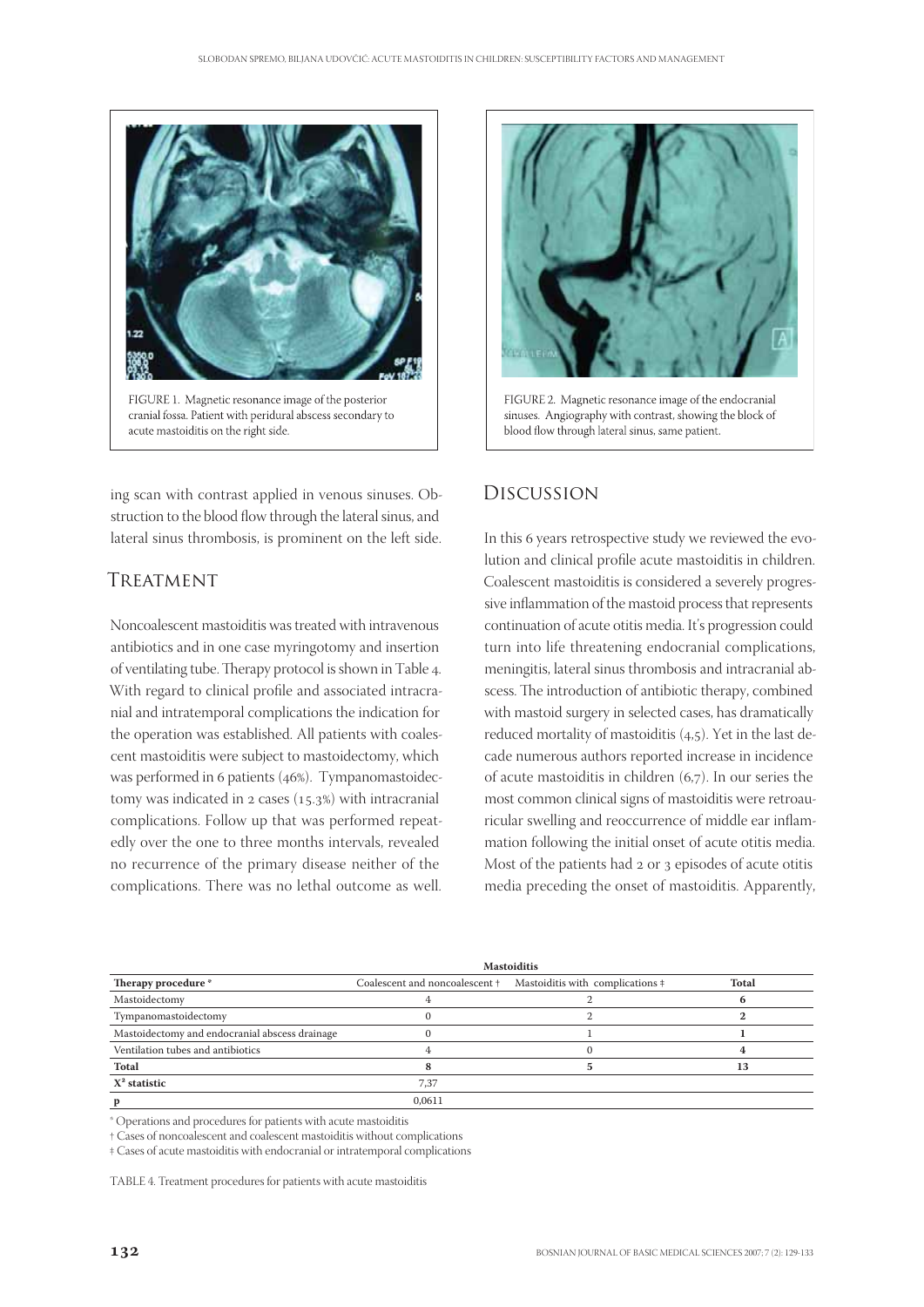FIGURE 1. Magnetic resonance image of the posterior cranial fossa. Patient with peridural abscess secondary to acute mastoiditis on the right side.

FIGURE 2. Magnetic resonance image of the endocranial sinuses. Angiography with contrast, showing the block of blood flow through lateral sinus, same patient.

ing scan with contrast applied in venous sinuses. Obstruction to the blood flow through the lateral sinus, and lateral sinus thrombosis, is prominent on the left side.

## Treatment

Noncoalescent mastoiditis was treated with intravenous antibiotics and in one case myringotomy and insertion of ventilating tube. Therapy protocol is shown in Table 4. With regard to clinical profile and associated intracranial and intratemporal complications the indication for the operation was established. All patients with coalescent mastoiditis were subject to mastoidectomy, which was performed in 6 patients (46%). Tympanomastoidectomy was indicated in 2 cases (15.3%) with intracranial complications. Follow up that was performed repeatedly over the one to three months intervals, revealed no recurrence of the primary disease neither of the complications. There was no lethal outcome as well.

## Discussion

In this 6 years retrospective study we reviewed the evolution and clinical profile acute mastoiditis in children. Coalescent mastoiditis is considered a severely progressive inflammation of the mastoid process that represents continuation of acute otitis media. It's progression could turn into life threatening endocranial complications, meningitis, lateral sinus thrombosis and intracranial abscess. The introduction of antibiotic therapy, combined with mastoid surgery in selected cases, has dramatically reduced mortality of mastoiditis (4,5). Yet in the last decade numerous authors reported increase in incidence of acute mastoiditis in children (6,7). In our series the most common clinical signs of mastoiditis were retroauricular swelling and reoccurrence of middle ear inflammation following the initial onset of acute otitis media. Most of the patients had 2 or 3 episodes of acute otitis media preceding the onset of mastoiditis. Apparently,

| | Mastoiditis | | |
|---|---|---|---|
| **Therapy procedure** * | Coalescent and noncoalescent † | Mastoiditis with complications ‡ | **Total** |
| Mastoidectomy | 4 | 2 | **6** |
| Tympanomastoidectomy | 0 | 2 | **2** |
| Mastoidectomy and endocranial abscess drainage | 0 | 1 | **1** |
| Ventilation tubes and antibiotics | 4 | 0 | **4** |
| **Total** | **8** | **5** | **13** |
| **$X^2$ statistic** | 7,37 | | |
| **p** | 0,0611 | | |

* Operations and procedures for patients with acute mastoiditis

† Cases of noncoalescent and coalescent mastoiditis without complications

‡ Cases of acute mastoiditis with endocranial or intratemporal complications

TABLE 4. Treatment procedures for patients with acute mastoiditis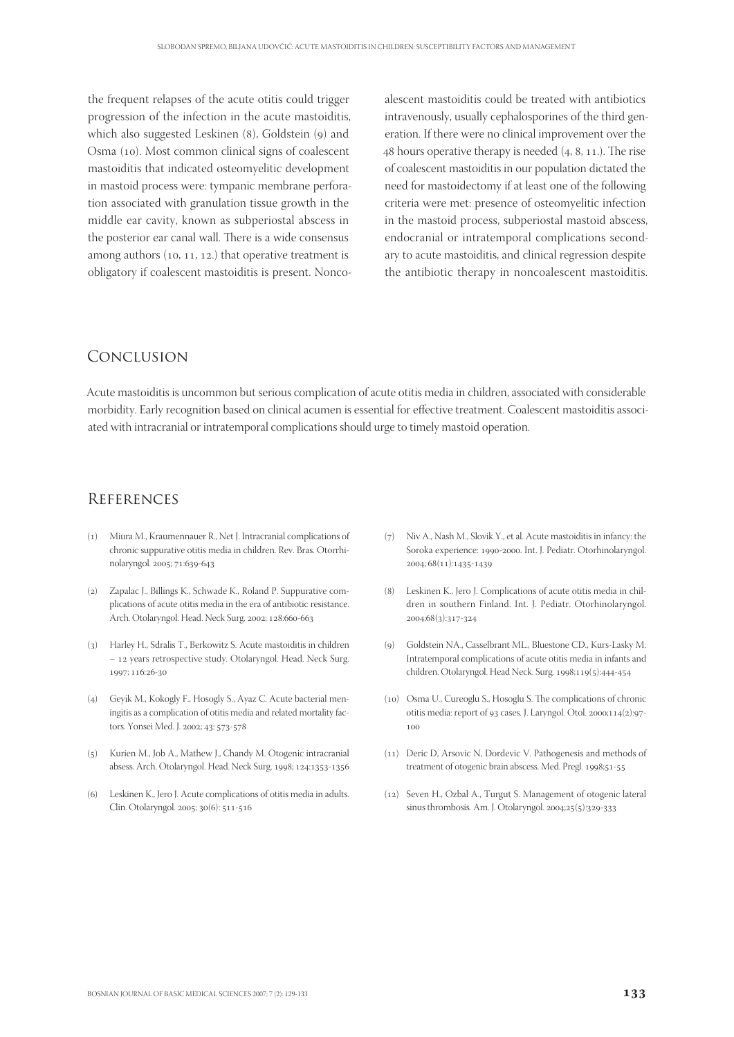the frequent relapses of the acute otitis could trigger progression of the infection in the acute mastoiditis, which also suggested Leskinen (8), Goldstein (9) and Osma (10). Most common clinical signs of coalescent mastoiditis that indicated osteomyelitic development in mastoid process were: tympanic membrane perforation associated with granulation tissue growth in the middle ear cavity, known as subperiostal abscess in the posterior ear canal wall. There is a wide consensus among authors (10, 11, 12.) that operative treatment is obligatory if coalescent mastoiditis is present. Noncoalescent mastoiditis could be treated with antibiotics intravenously, usually cephalosporines of the third generation. If there were no clinical improvement over the 48 hours operative therapy is needed (4, 8, 11.). The rise of coalescent mastoiditis in our population dictated the need for mastoidectomy if at least one of the following criteria were met: presence of osteomyelitic infection in the mastoid process, subperiostal mastoid abscess, endocranial or intratemporal complications secondary to acute mastoiditis, and clinical regression despite the antibiotic therapy in noncoalescent mastoiditis.

## Conclusion

Acute mastoiditis is uncommon but serious complication of acute otitis media in children, associated with considerable morbidity. Early recognition based on clinical acumen is essential for effective treatment. Coalescent mastoiditis associated with intracranial or intratemporal complications should urge to timely mastoid operation.

## References

(1) Miura M., Kraumennauer R., Net J. Intracranial complications of chronic suppurative otitis media in children. Rev. Bras. Otorrhinolaryngol. 2005; 71:639-643

(2) Zapalac J., Billings K., Schwade K., Roland P. Suppurative complications of acute otitis media in the era of antibiotic resistance. Arch. Otolaryngol. Head. Neck Surg. 2002; 128:660-663

(3) Harley H., Sdralis T., Berkowitz S. Acute mastoiditis in children – 12 years retrospective study. Otolaryngol. Head. Neck Surg. 1997; 116:26-30

(4) Geyik M., Kokogly F., Hosogly S., Ayaz C. Acute bacterial meningitis as a complication of otitis media and related mortality factors. Yonsei Med. J. 2002; 43: 573-578

(5) Kurien M., Job A., Mathew J., Chandy M. Otogenic intracranial absess. Arch. Otolaryngol. Head. Neck Surg. 1998; 124:1353-1356

(6) Leskinen K., Jero J. Acute complications of otitis media in adults. Clin. Otolaryngol. 2005; 30(6): 511-516

(7) Niv A., Nash M., Slovik Y., et al. Acute mastoiditis in infancy: the Soroka experience: 1990-2000. Int. J. Pediatr. Otorhinolaryngol. 2004; 68(11):1435-1439

(8) Leskinen K., Jero J. Complications of acute otitis media in children in southern Finland. Int. J. Pediatr. Otorhinolaryngol. 2004;68(3):317-324

(9) Goldstein NA., Casselbrant ML., Bluestone CD., Kurs-Lasky M. Intratemporal complications of acute otitis media in infants and children. Otolaryngol. Head Neck. Surg. 1998;119(5):444-454

(10) Osma U., Cureoglu S., Hosoglu S. The complications of chronic otitis media: report of 93 cases. J. Laryngol. Otol. 2000;114(2):97-100

(11) Deric D, Arsovic N, Dordevic V. Pathogenesis and methods of treatment of otogenic brain abscess. Med. Pregl. 1998;51-55

(12) Seven H., Ozbal A., Turgut S. Management of otogenic lateral sinus thrombosis. Am. J. Otolaryngol. 2004;25(5):329-333